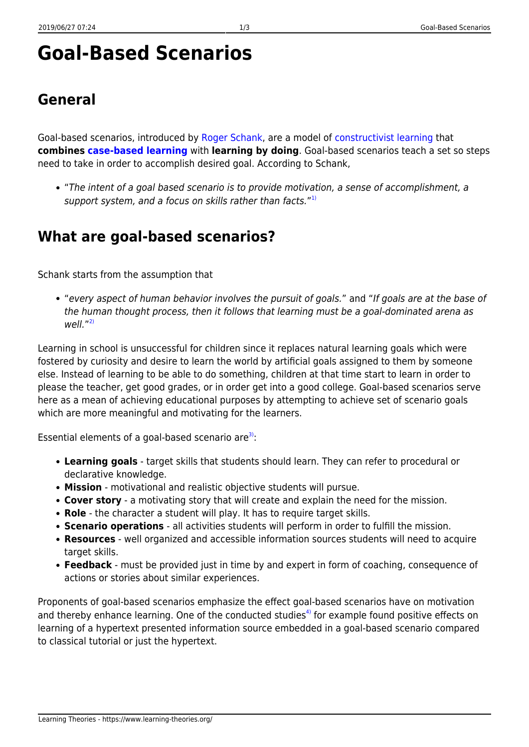# Goal-Based Scenarios

## General

Goal-based scenarios, introduced by Roger Schank, are a model of constructivist learning that **combines case-based learning** with **learning by doing**. Goal-based scenarios teach a set so steps need to take in order to accomplish desired goal. According to Schank,

- "*The intent of a goal based scenario is to provide motivation, a sense of accomplishment, a support system, and a focus on skills rather than facts.*"[1]

## What are goal-based scenarios?

Schank starts from the assumption that

- "*every aspect of human behavior involves the pursuit of goals.*" and "*If goals are at the base of the human thought process, then it follows that learning must be a goal-dominated arena as well.*"[2]

Learning in school is unsuccessful for children since it replaces natural learning goals which were fostered by curiosity and desire to learn the world by artificial goals assigned to them by someone else. Instead of learning to be able to do something, children at that time start to learn in order to please the teacher, get good grades, or in order get into a good college. Goal-based scenarios serve here as a mean of achieving educational purposes by attempting to achieve set of scenario goals which are more meaningful and motivating for the learners.

Essential elements of a goal-based scenario are[3]:

- **Learning goals** - target skills that students should learn. They can refer to procedural or declarative knowledge.
- **Mission** - motivational and realistic objective students will pursue.
- **Cover story** - a motivating story that will create and explain the need for the mission.
- **Role** - the character a student will play. It has to require target skills.
- **Scenario operations** - all activities students will perform in order to fulfill the mission.
- **Resources** - well organized and accessible information sources students will need to acquire target skills.
- **Feedback** - must be provided just in time by and expert in form of coaching, consequence of actions or stories about similar experiences.

Proponents of goal-based scenarios emphasize the effect goal-based scenarios have on motivation and thereby enhance learning. One of the conducted studies[4] for example found positive effects on learning of a hypertext presented information source embedded in a goal-based scenario compared to classical tutorial or just the hypertext.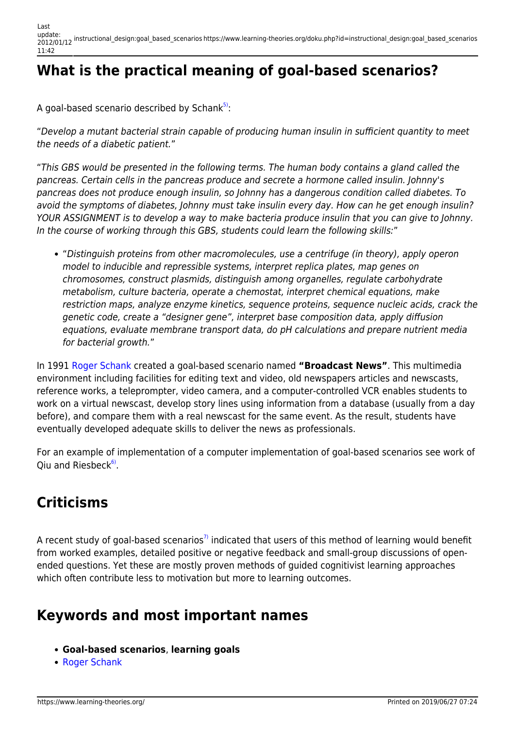## What is the practical meaning of goal-based scenarios?

A goal-based scenario described by Schank[5]:

"*Develop a mutant bacterial strain capable of producing human insulin in sufficient quantity to meet the needs of a diabetic patient.*"

"*This GBS would be presented in the following terms. The human body contains a gland called the pancreas. Certain cells in the pancreas produce and secrete a hormone called insulin. Johnny's pancreas does not produce enough insulin, so Johnny has a dangerous condition called diabetes. To avoid the symptoms of diabetes, Johnny must take insulin every day. How can he get enough insulin? YOUR ASSIGNMENT is to develop a way to make bacteria produce insulin that you can give to Johnny. In the course of working through this GBS, students could learn the following skills:*"

- "*Distinguish proteins from other macromolecules, use a centrifuge (in theory), apply operon model to inducible and repressible systems, interpret replica plates, map genes on chromosomes, construct plasmids, distinguish among organelles, regulate carbohydrate metabolism, culture bacteria, operate a chemostat, interpret chemical equations, make restriction maps, analyze enzyme kinetics, sequence proteins, sequence nucleic acids, crack the genetic code, create a "designer gene", interpret base composition data, apply diffusion equations, evaluate membrane transport data, do pH calculations and prepare nutrient media for bacterial growth.*"

In 1991 Roger Schank created a goal-based scenario named **"Broadcast News"**. This multimedia environment including facilities for editing text and video, old newspapers articles and newscasts, reference works, a teleprompter, video camera, and a computer-controlled VCR enables students to work on a virtual newscast, develop story lines using information from a database (usually from a day before), and compare them with a real newscast for the same event. As the result, students have eventually developed adequate skills to deliver the news as professionals.

For an example of implementation of a computer implementation of goal-based scenarios see work of Qiu and Riesbeck[6].

## Criticisms

A recent study of goal-based scenarios[7] indicated that users of this method of learning would benefit from worked examples, detailed positive or negative feedback and small-group discussions of open-ended questions. Yet these are mostly proven methods of guided cognitivist learning approaches which often contribute less to motivation but more to learning outcomes.

## Keywords and most important names

- **Goal-based scenarios**, **learning goals**
- Roger Schank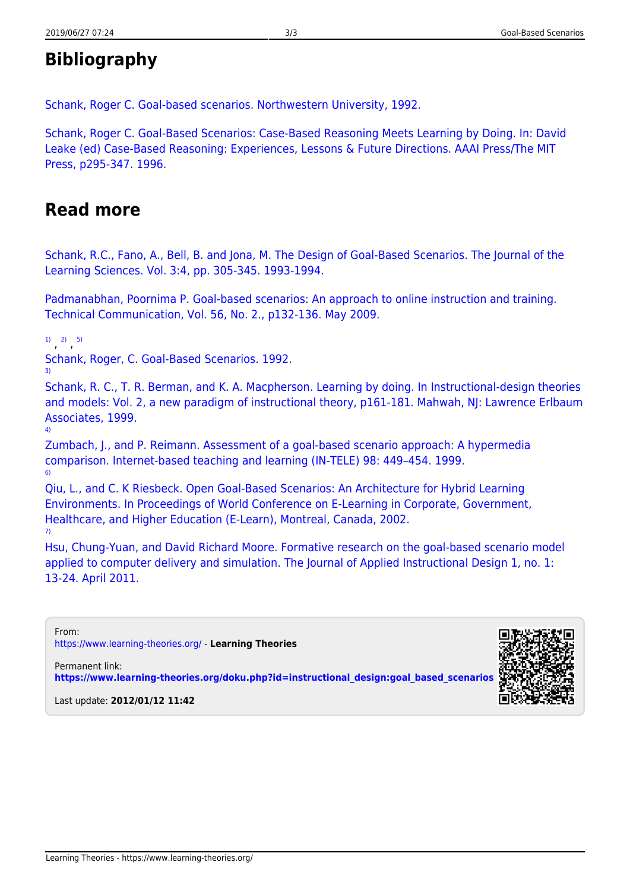## Bibliography

Schank, Roger C. Goal-based scenarios. Northwestern University, 1992.

Schank, Roger C. Goal-Based Scenarios: Case-Based Reasoning Meets Learning by Doing. In: David Leake (ed) Case-Based Reasoning: Experiences, Lessons & Future Directions. AAAI Press/The MIT Press, p295-347. 1996.

## Read more

Schank, R.C., Fano, A., Bell, B. and Jona, M. The Design of Goal-Based Scenarios. The Journal of the Learning Sciences. Vol. 3:4, pp. 305-345. 1993-1994.

Padmanabhan, Poornima P. Goal-based scenarios: An approach to online instruction and training. Technical Communication, Vol. 56, No. 2., p132-136. May 2009.

[1], [2], [5] Schank, Roger, C. Goal-Based Scenarios. 1992.

[3] Schank, R. C., T. R. Berman, and K. A. Macpherson. Learning by doing. In Instructional-design theories and models: Vol. 2, a new paradigm of instructional theory, p161-181. Mahwah, NJ: Lawrence Erlbaum Associates, 1999.

[4] Zumbach, J., and P. Reimann. Assessment of a goal-based scenario approach: A hypermedia comparison. Internet-based teaching and learning (IN-TELE) 98: 449–454. 1999.

[6] Qiu, L., and C. K Riesbeck. Open Goal-Based Scenarios: An Architecture for Hybrid Learning Environments. In Proceedings of World Conference on E-Learning in Corporate, Government, Healthcare, and Higher Education (E-Learn), Montreal, Canada, 2002.

[7] Hsu, Chung-Yuan, and David Richard Moore. Formative research on the goal-based scenario model applied to computer delivery and simulation. The Journal of Applied Instructional Design 1, no. 1: 13-24. April 2011.

From:
https://www.learning-theories.org/ - **Learning Theories**

Permanent link:
**https://www.learning-theories.org/doku.php?id=instructional_design:goal_based_scenarios**

Last update: **2012/01/12 11:42**